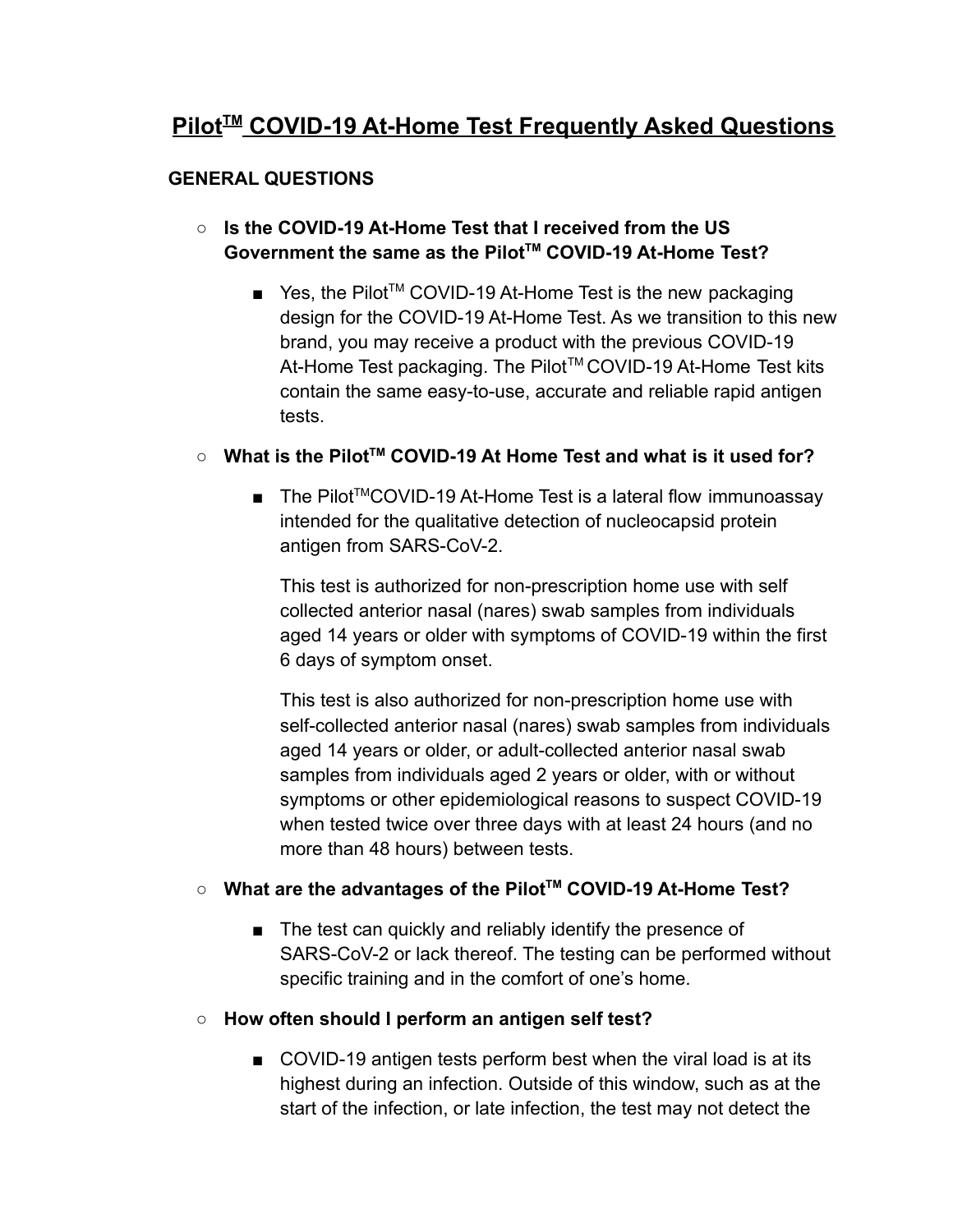# Pilot™ COVID-19 At-Home Test Frequently Asked Questions

## GENERAL QUESTIONS

- **Is the COVID-19 At-Home Test that I received from the US Government the same as the Pilot™ COVID-19 At-Home Test?**
  - Yes, the Pilot™ COVID-19 At-Home Test is the new packaging design for the COVID-19 At-Home Test. As we transition to this new brand, you may receive a product with the previous COVID-19 At-Home Test packaging. The Pilot™ COVID-19 At-Home Test kits contain the same easy-to-use, accurate and reliable rapid antigen tests.

- **What is the Pilot™ COVID-19 At Home Test and what is it used for?**
  - The Pilot™COVID-19 At-Home Test is a lateral flow immunoassay intended for the qualitative detection of nucleocapsid protein antigen from SARS-CoV-2.

    This test is authorized for non-prescription home use with self collected anterior nasal (nares) swab samples from individuals aged 14 years or older with symptoms of COVID-19 within the first 6 days of symptom onset.

    This test is also authorized for non-prescription home use with self-collected anterior nasal (nares) swab samples from individuals aged 14 years or older, or adult-collected anterior nasal swab samples from individuals aged 2 years or older, with or without symptoms or other epidemiological reasons to suspect COVID-19 when tested twice over three days with at least 24 hours (and no more than 48 hours) between tests.

- **What are the advantages of the Pilot™ COVID-19 At-Home Test?**
  - The test can quickly and reliably identify the presence of SARS-CoV-2 or lack thereof. The testing can be performed without specific training and in the comfort of one's home.

- **How often should I perform an antigen self test?**
  - COVID-19 antigen tests perform best when the viral load is at its highest during an infection. Outside of this window, such as at the start of the infection, or late infection, the test may not detect the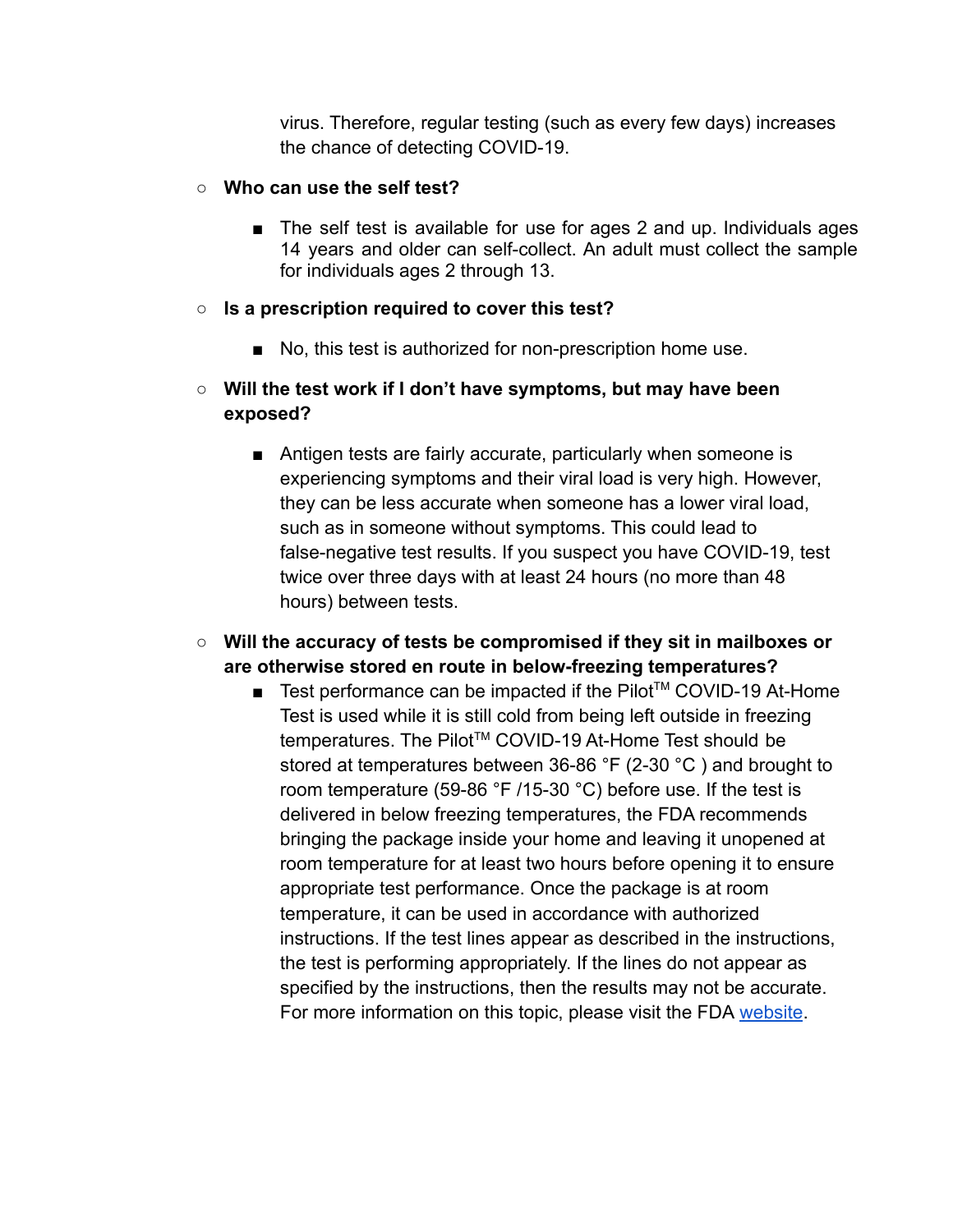virus. Therefore, regular testing (such as every few days) increases the chance of detecting COVID-19.

- **Who can use the self test?**
  - The self test is available for use for ages 2 and up. Individuals ages 14 years and older can self-collect. An adult must collect the sample for individuals ages 2 through 13.

- **Is a prescription required to cover this test?**
  - No, this test is authorized for non-prescription home use.

- **Will the test work if I don't have symptoms, but may have been exposed?**
  - Antigen tests are fairly accurate, particularly when someone is experiencing symptoms and their viral load is very high. However, they can be less accurate when someone has a lower viral load, such as in someone without symptoms. This could lead to false-negative test results. If you suspect you have COVID-19, test twice over three days with at least 24 hours (no more than 48 hours) between tests.

- **Will the accuracy of tests be compromised if they sit in mailboxes or are otherwise stored en route in below-freezing temperatures?**
  - Test performance can be impacted if the Pilot™ COVID-19 At-Home Test is used while it is still cold from being left outside in freezing temperatures. The Pilot™ COVID-19 At-Home Test should be stored at temperatures between 36-86 °F (2-30 °C ) and brought to room temperature (59-86 °F /15-30 °C) before use. If the test is delivered in below freezing temperatures, the FDA recommends bringing the package inside your home and leaving it unopened at room temperature for at least two hours before opening it to ensure appropriate test performance. Once the package is at room temperature, it can be used in accordance with authorized instructions. If the test lines appear as described in the instructions, the test is performing appropriately. If the lines do not appear as specified by the instructions, then the results may not be accurate. For more information on this topic, please visit the FDA website.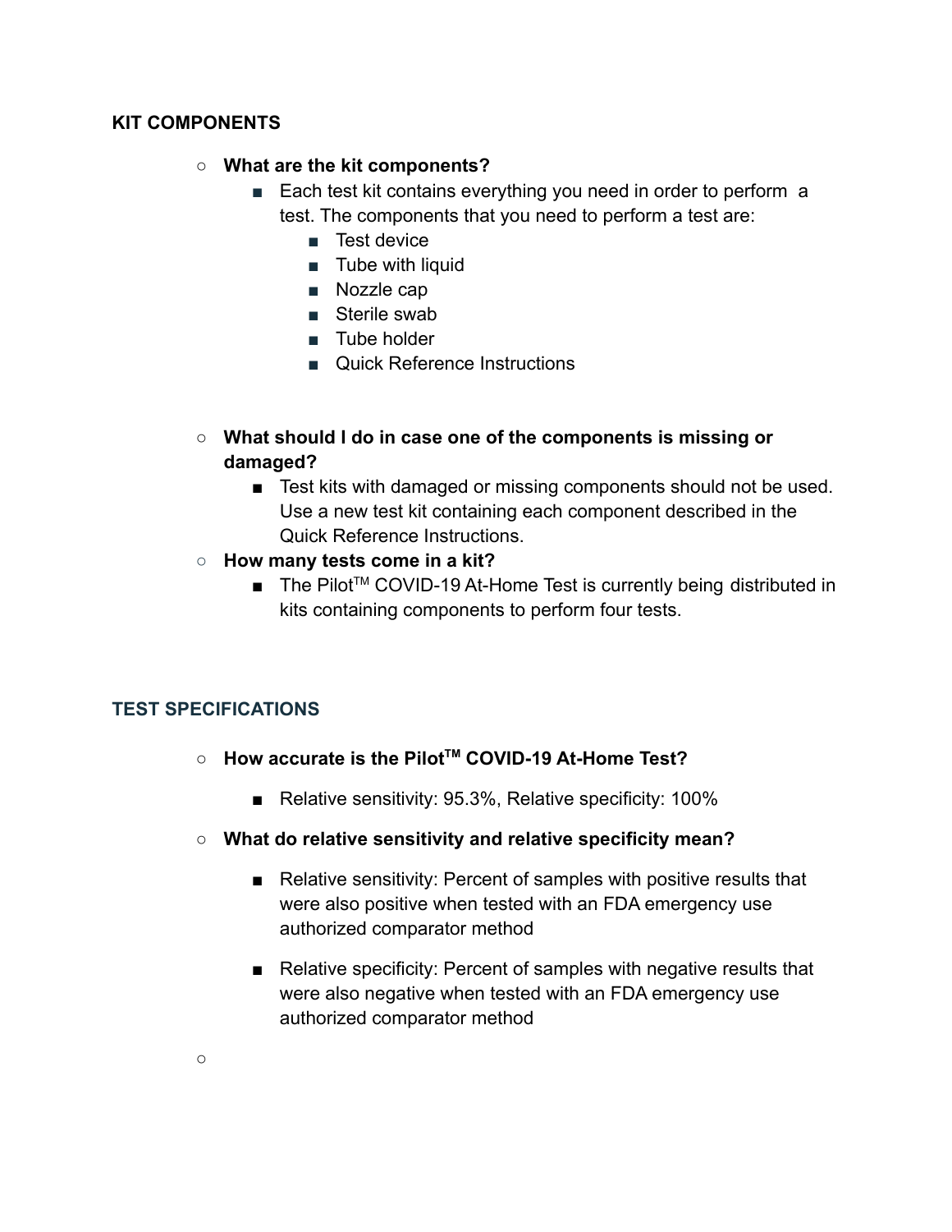## KIT COMPONENTS

- **What are the kit components?**
  - Each test kit contains everything you need in order to perform a test. The components that you need to perform a test are:
    - Test device
    - Tube with liquid
    - Nozzle cap
    - Sterile swab
    - Tube holder
    - Quick Reference Instructions

- **What should I do in case one of the components is missing or damaged?**
  - Test kits with damaged or missing components should not be used. Use a new test kit containing each component described in the Quick Reference Instructions.
- **How many tests come in a kit?**
  - The Pilot™ COVID-19 At-Home Test is currently being distributed in kits containing components to perform four tests.

## TEST SPECIFICATIONS

- **How accurate is the Pilot™ COVID-19 At-Home Test?**
  - Relative sensitivity: 95.3%, Relative specificity: 100%
- **What do relative sensitivity and relative specificity mean?**
  - Relative sensitivity: Percent of samples with positive results that were also positive when tested with an FDA emergency use authorized comparator method
  - Relative specificity: Percent of samples with negative results that were also negative when tested with an FDA emergency use authorized comparator method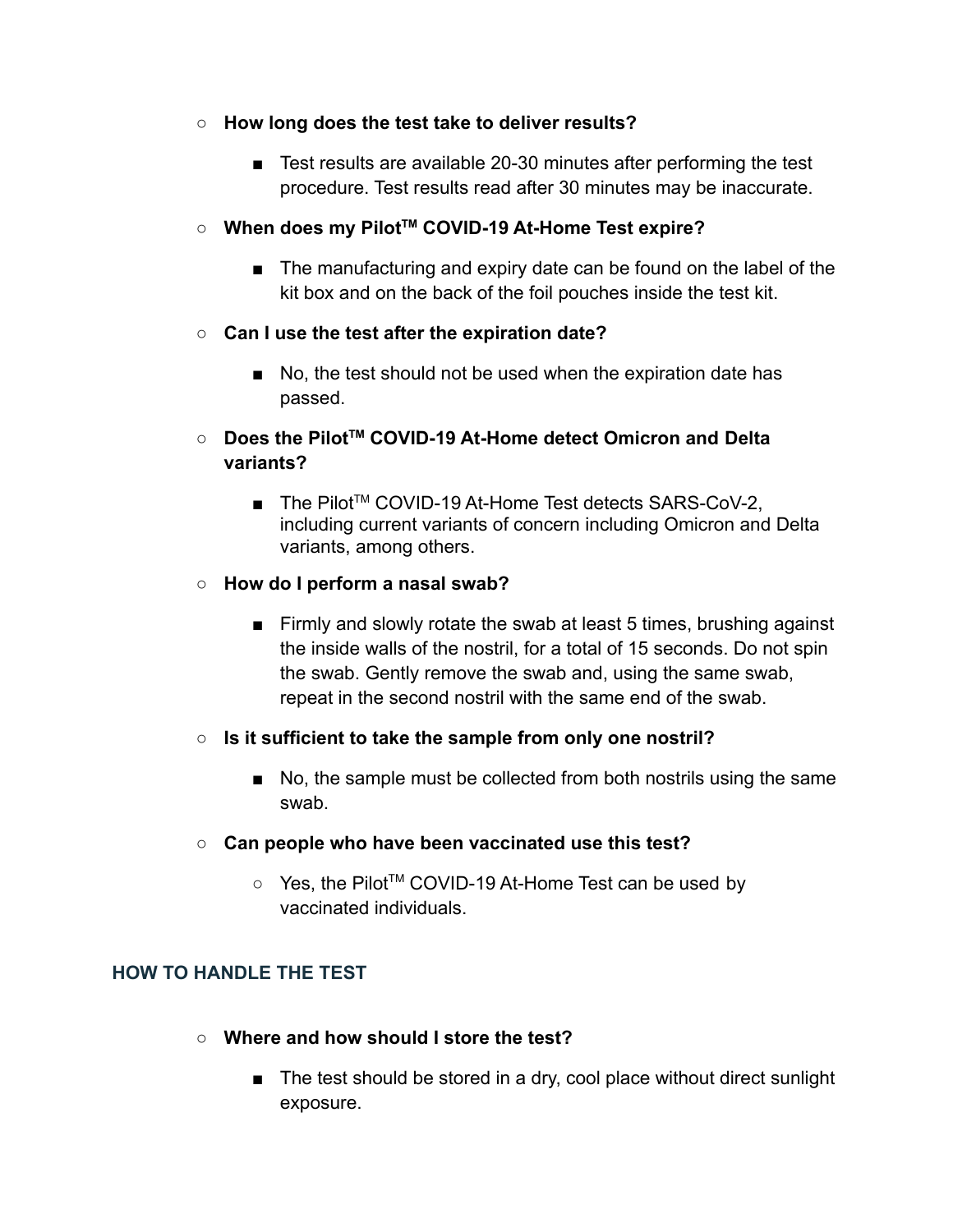- **How long does the test take to deliver results?**
  - Test results are available 20-30 minutes after performing the test procedure. Test results read after 30 minutes may be inaccurate.
- **When does my Pilot™ COVID-19 At-Home Test expire?**
  - The manufacturing and expiry date can be found on the label of the kit box and on the back of the foil pouches inside the test kit.
- **Can I use the test after the expiration date?**
  - No, the test should not be used when the expiration date has passed.
- **Does the Pilot™ COVID-19 At-Home detect Omicron and Delta variants?**
  - The Pilot™ COVID-19 At-Home Test detects SARS-CoV-2, including current variants of concern including Omicron and Delta variants, among others.
- **How do I perform a nasal swab?**
  - Firmly and slowly rotate the swab at least 5 times, brushing against the inside walls of the nostril, for a total of 15 seconds. Do not spin the swab. Gently remove the swab and, using the same swab, repeat in the second nostril with the same end of the swab.
- **Is it sufficient to take the sample from only one nostril?**
  - No, the sample must be collected from both nostrils using the same swab.
- **Can people who have been vaccinated use this test?**
  - Yes, the Pilot™ COVID-19 At-Home Test can be used by vaccinated individuals.

## HOW TO HANDLE THE TEST

- **Where and how should I store the test?**
  - The test should be stored in a dry, cool place without direct sunlight exposure.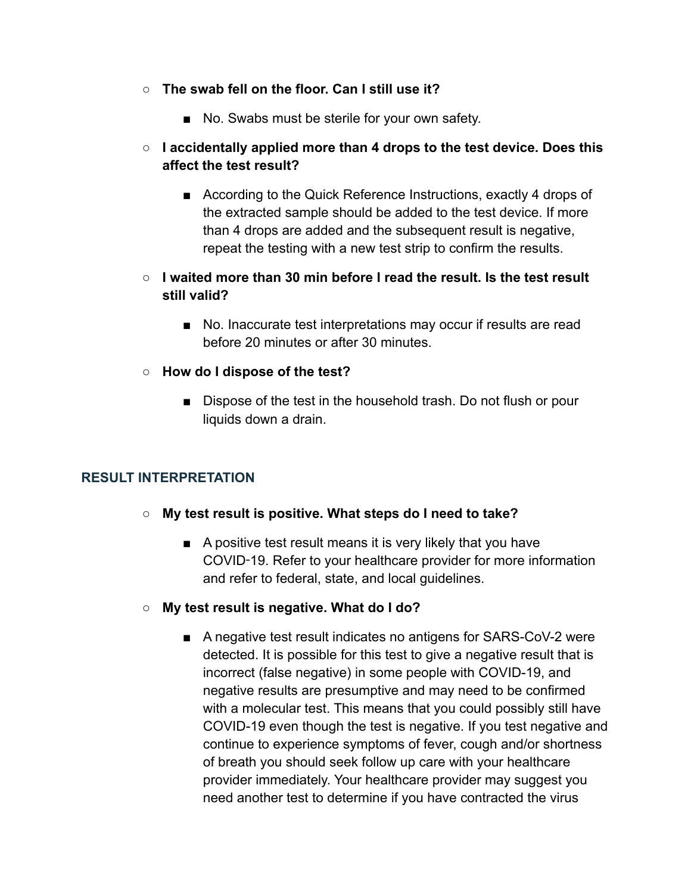- **The swab fell on the floor. Can I still use it?**
  - No. Swabs must be sterile for your own safety.
- **I accidentally applied more than 4 drops to the test device. Does this affect the test result?**
  - According to the Quick Reference Instructions, exactly 4 drops of the extracted sample should be added to the test device. If more than 4 drops are added and the subsequent result is negative, repeat the testing with a new test strip to confirm the results.
- **I waited more than 30 min before I read the result. Is the test result still valid?**
  - No. Inaccurate test interpretations may occur if results are read before 20 minutes or after 30 minutes.
- **How do I dispose of the test?**
  - Dispose of the test in the household trash. Do not flush or pour liquids down a drain.

## RESULT INTERPRETATION

- **My test result is positive. What steps do I need to take?**
  - A positive test result means it is very likely that you have COVID-19. Refer to your healthcare provider for more information and refer to federal, state, and local guidelines.
- **My test result is negative. What do I do?**
  - A negative test result indicates no antigens for SARS-CoV-2 were detected. It is possible for this test to give a negative result that is incorrect (false negative) in some people with COVID-19, and negative results are presumptive and may need to be confirmed with a molecular test. This means that you could possibly still have COVID-19 even though the test is negative. If you test negative and continue to experience symptoms of fever, cough and/or shortness of breath you should seek follow up care with your healthcare provider immediately. Your healthcare provider may suggest you need another test to determine if you have contracted the virus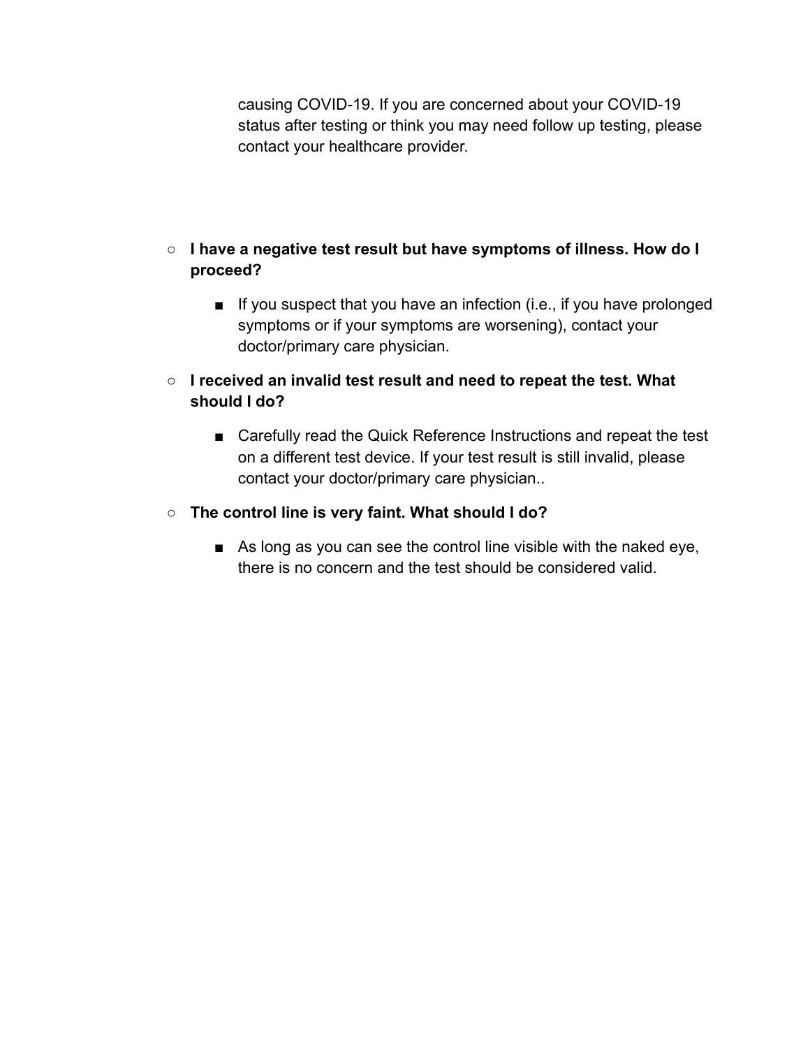causing COVID-19. If you are concerned about your COVID-19 status after testing or think you may need follow up testing, please contact your healthcare provider.

- **I have a negative test result but have symptoms of illness. How do I proceed?**
    - If you suspect that you have an infection (i.e., if you have prolonged symptoms or if your symptoms are worsening), contact your doctor/primary care physician.
- **I received an invalid test result and need to repeat the test. What should I do?**
    - Carefully read the Quick Reference Instructions and repeat the test on a different test device. If your test result is still invalid, please contact your doctor/primary care physician..
- **The control line is very faint. What should I do?**
    - As long as you can see the control line visible with the naked eye, there is no concern and the test should be considered valid.